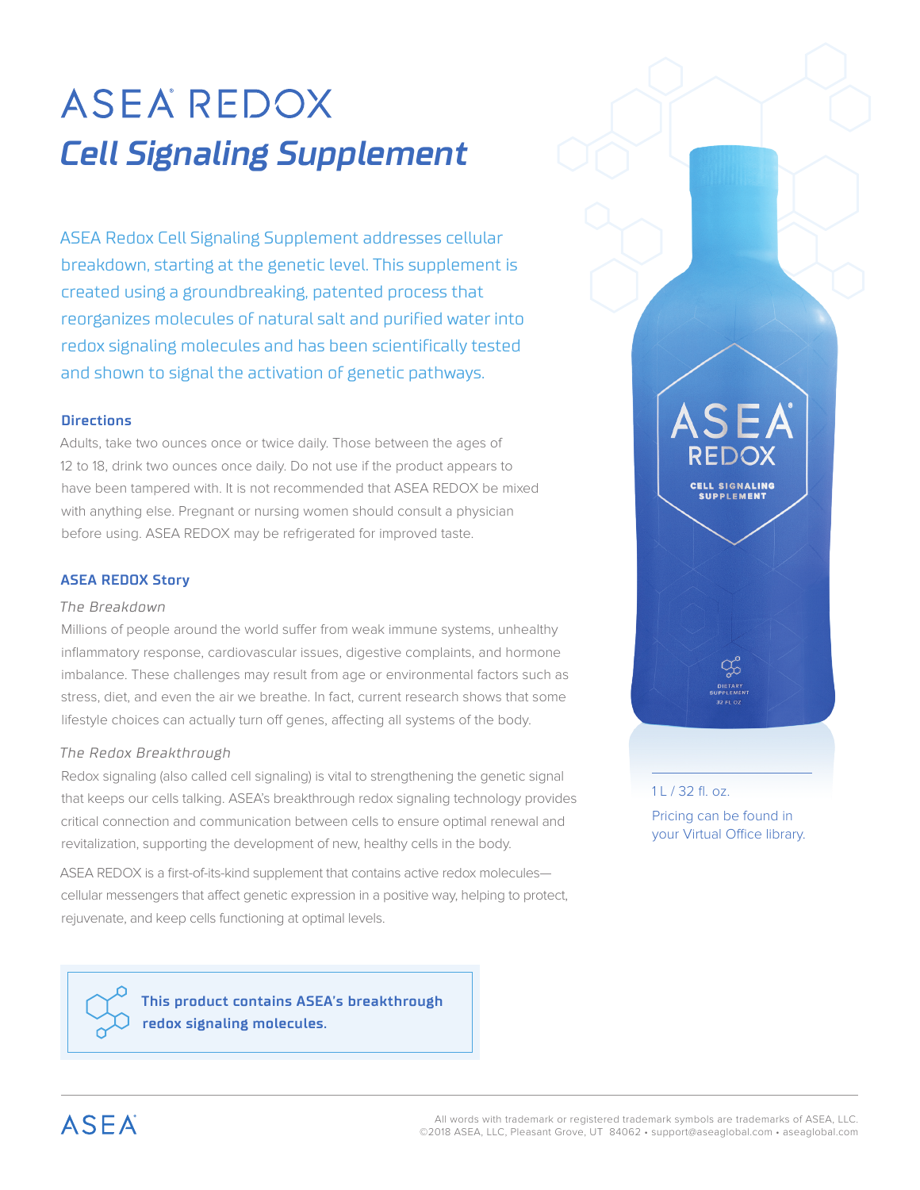# ASEA® REDOX

## *Cell Signaling Supplement*

ASEA Redox Cell Signaling Supplement addresses cellular breakdown, starting at the genetic level. This supplement is created using a groundbreaking, patented process that reorganizes molecules of natural salt and purified water into redox signaling molecules and has been scientifically tested and shown to signal the activation of genetic pathways.

### Directions

Adults, take two ounces once or twice daily. Those between the ages of 12 to 18, drink two ounces once daily. Do not use if the product appears to have been tampered with. It is not recommended that ASEA REDOX be mixed with anything else. Pregnant or nursing women should consult a physician before using. ASEA REDOX may be refrigerated for improved taste.

### ASEA REDOX Story

*The Breakdown*

Millions of people around the world suffer from weak immune systems, unhealthy inflammatory response, cardiovascular issues, digestive complaints, and hormone imbalance. These challenges may result from age or environmental factors such as stress, diet, and even the air we breathe. In fact, current research shows that some lifestyle choices can actually turn off genes, affecting all systems of the body.

*The Redox Breakthrough*

Redox signaling (also called cell signaling) is vital to strengthening the genetic signal that keeps our cells talking. ASEA's breakthrough redox signaling technology provides critical connection and communication between cells to ensure optimal renewal and revitalization, supporting the development of new, healthy cells in the body.

ASEA REDOX is a first-of-its-kind supplement that contains active redox molecules—cellular messengers that affect genetic expression in a positive way, helping to protect, rejuvenate, and keep cells functioning at optimal levels.

**This product contains ASEA's breakthrough redox signaling molecules.**

1 L / 32 fl. oz.

Pricing can be found in your Virtual Office library.

All words with trademark or registered trademark symbols are trademarks of ASEA, LLC.
©2018 ASEA, LLC, Pleasant Grove, UT 84062 • support@aseaglobal.com • aseaglobal.com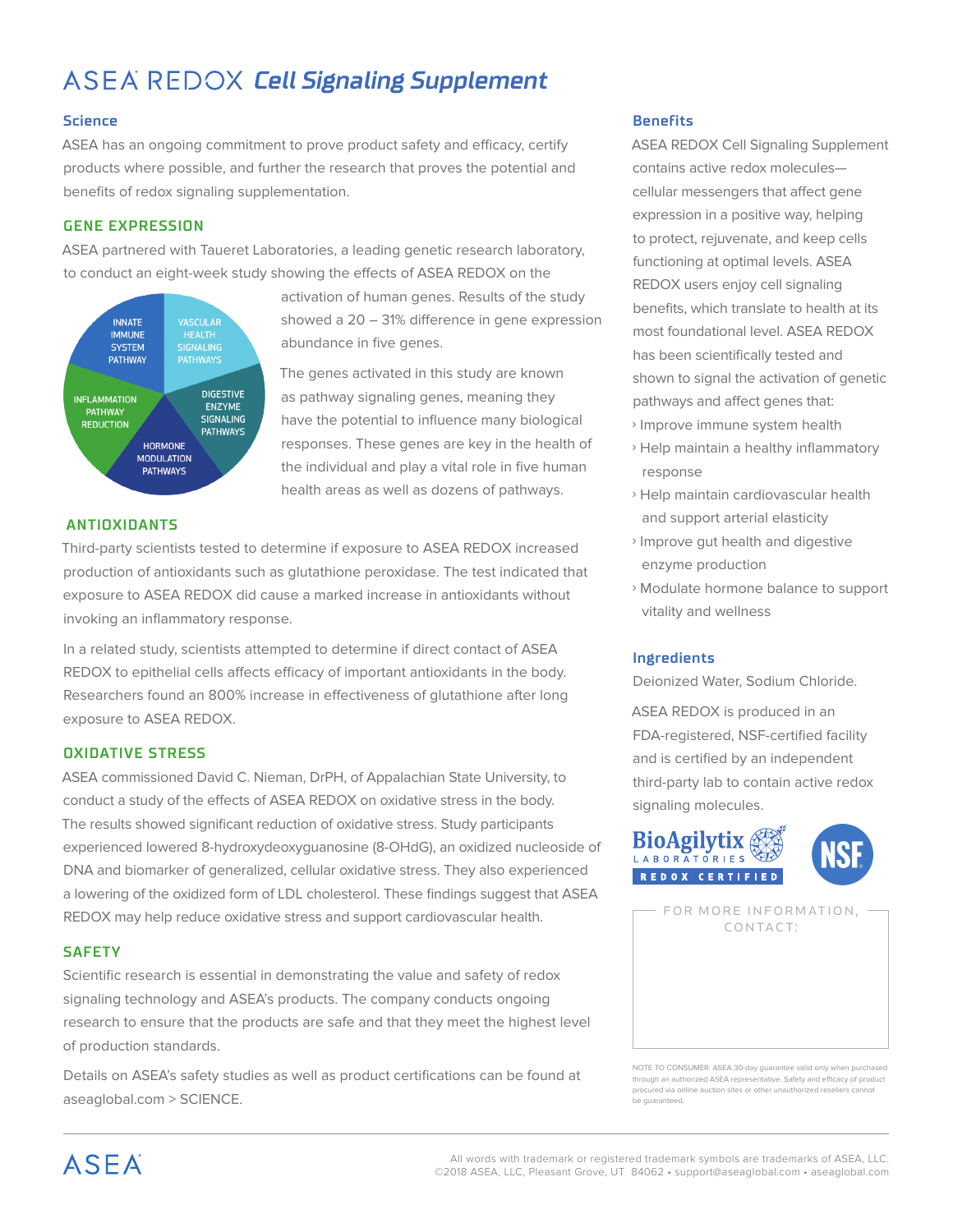# ASEA REDOX *Cell Signaling Supplement*

## Science

ASEA has an ongoing commitment to prove product safety and efficacy, certify products where possible, and further the research that proves the potential and benefits of redox signaling supplementation.

### GENE EXPRESSION

ASEA partnered with Taueret Laboratories, a leading genetic research laboratory, to conduct an eight-week study showing the effects of ASEA REDOX on the activation of human genes. Results of the study showed a 20 – 31% difference in gene expression abundance in five genes.

INNATE IMMUNE SYSTEM PATHWAY
VASCULAR HEALTH SIGNALING PATHWAYS
DIGESTIVE ENZYME SIGNALING PATHWAYS
HORMONE MODULATION PATHWAYS
INFLAMMATION PATHWAY REDUCTION

The genes activated in this study are known as pathway signaling genes, meaning they have the potential to influence many biological responses. These genes are key in the health of the individual and play a vital role in five human health areas as well as dozens of pathways.

### ANTIOXIDANTS

Third-party scientists tested to determine if exposure to ASEA REDOX increased production of antioxidants such as glutathione peroxidase. The test indicated that exposure to ASEA REDOX did cause a marked increase in antioxidants without invoking an inflammatory response.

In a related study, scientists attempted to determine if direct contact of ASEA REDOX to epithelial cells affects efficacy of important antioxidants in the body. Researchers found an 800% increase in effectiveness of glutathione after long exposure to ASEA REDOX.

### OXIDATIVE STRESS

ASEA commissioned David C. Nieman, DrPH, of Appalachian State University, to conduct a study of the effects of ASEA REDOX on oxidative stress in the body. The results showed significant reduction of oxidative stress. Study participants experienced lowered 8-hydroxydeoxyguanosine (8-OHdG), an oxidized nucleoside of DNA and biomarker of generalized, cellular oxidative stress. They also experienced a lowering of the oxidized form of LDL cholesterol. These findings suggest that ASEA REDOX may help reduce oxidative stress and support cardiovascular health.

### SAFETY

Scientific research is essential in demonstrating the value and safety of redox signaling technology and ASEA's products. The company conducts ongoing research to ensure that the products are safe and that they meet the highest level of production standards.

Details on ASEA's safety studies as well as product certifications can be found at aseaglobal.com > SCIENCE.

## Benefits

ASEA REDOX Cell Signaling Supplement contains active redox molecules—cellular messengers that affect gene expression in a positive way, helping to protect, rejuvenate, and keep cells functioning at optimal levels. ASEA REDOX users enjoy cell signaling benefits, which translate to health at its most foundational level. ASEA REDOX has been scientifically tested and shown to signal the activation of genetic pathways and affect genes that:

- Improve immune system health
- Help maintain a healthy inflammatory response
- Help maintain cardiovascular health and support arterial elasticity
- Improve gut health and digestive enzyme production
- Modulate hormone balance to support vitality and wellness

## Ingredients

Deionized Water, Sodium Chloride.

ASEA REDOX is produced in an FDA-registered, NSF-certified facility and is certified by an independent third-party lab to contain active redox signaling molecules.

BioAgilytix LABORATORIES REDOX CERTIFIED

NSF

FOR MORE INFORMATION, CONTACT:

NOTE TO CONSUMER: ASEA 30-day guarantee valid only when purchased through an authorized ASEA representative. Safety and efficacy of product procured via online auction sites or other unauthorized resellers cannot be guaranteed.

ASEA

All words with trademark or registered trademark symbols are trademarks of ASEA, LLC.
©2018 ASEA, LLC, Pleasant Grove, UT 84062 • support@aseaglobal.com • aseaglobal.com